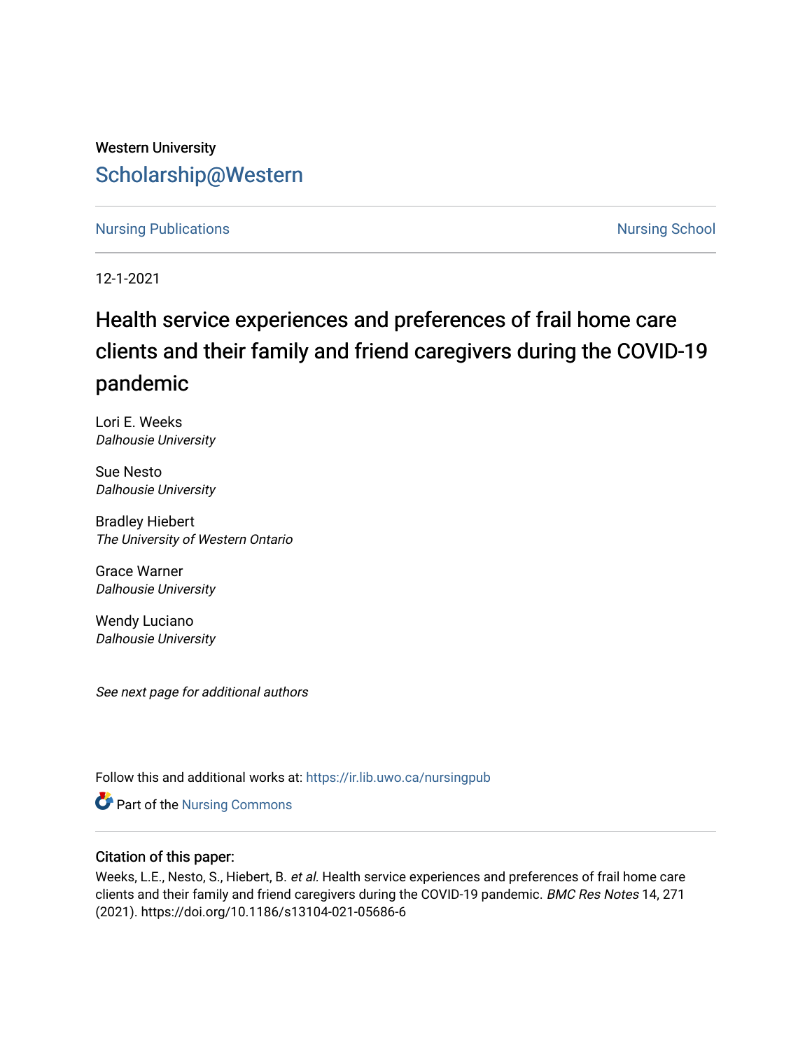Western University

# Scholarship@Western

Nursing Publications | Nursing School

12-1-2021

# Health service experiences and preferences of frail home care clients and their family and friend caregivers during the COVID-19 pandemic

Lori E. Weeks
*Dalhousie University*

Sue Nesto
*Dalhousie University*

Bradley Hiebert
*The University of Western Ontario*

Grace Warner
*Dalhousie University*

Wendy Luciano
*Dalhousie University*

*See next page for additional authors*

Follow this and additional works at: https://ir.lib.uwo.ca/nursingpub

Part of the Nursing Commons

## Citation of this paper:

Weeks, L.E., Nesto, S., Hiebert, B. *et al.* Health service experiences and preferences of frail home care clients and their family and friend caregivers during the COVID-19 pandemic. *BMC Res Notes* 14, 271 (2021). https://doi.org/10.1186/s13104-021-05686-6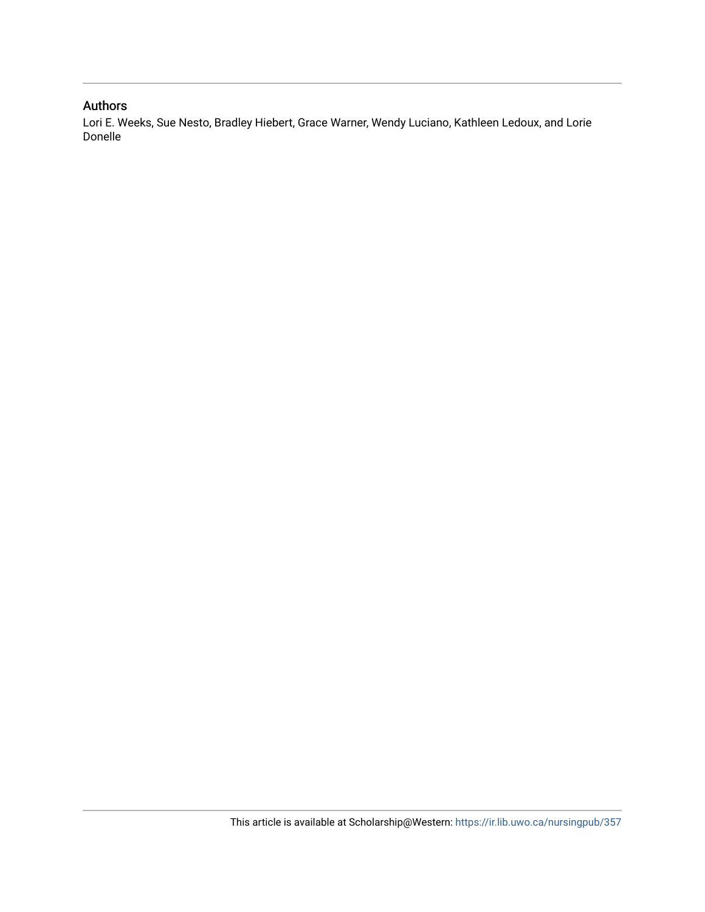## Authors

Lori E. Weeks, Sue Nesto, Bradley Hiebert, Grace Warner, Wendy Luciano, Kathleen Ledoux, and Lorie Donelle

This article is available at Scholarship@Western: https://ir.lib.uwo.ca/nursingpub/357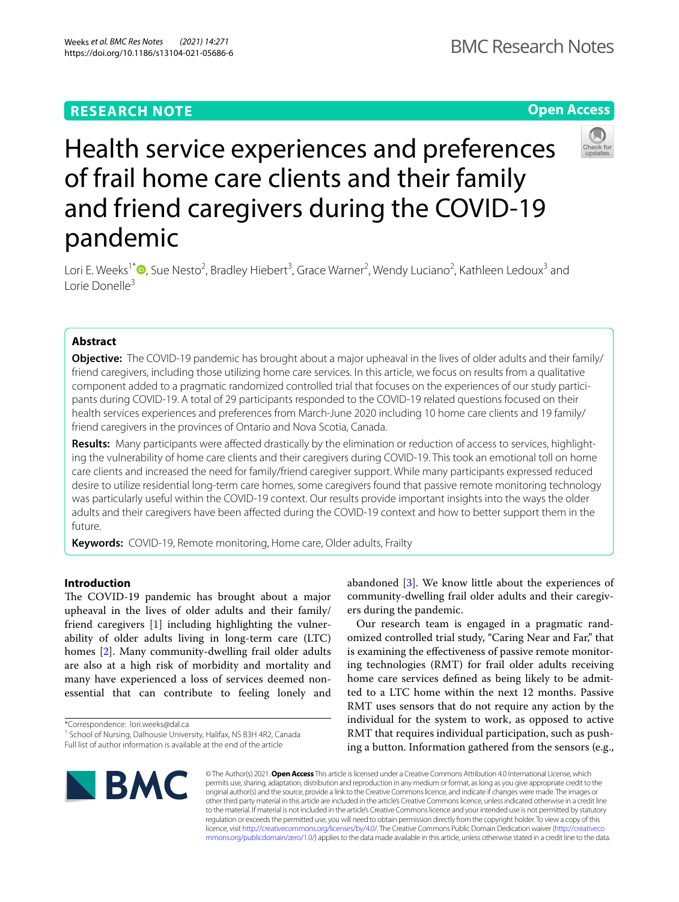# Health service experiences and preferences of frail home care clients and their family and friend caregivers during the COVID-19 pandemic

Lori E. Weeks[1*], Sue Nesto[2], Bradley Hiebert[3], Grace Warner[2], Wendy Luciano[2], Kathleen Ledoux[3] and Lorie Donelle[3]

## Abstract

**Objective:** The COVID-19 pandemic has brought about a major upheaval in the lives of older adults and their family/friend caregivers, including those utilizing home care services. In this article, we focus on results from a qualitative component added to a pragmatic randomized controlled trial that focuses on the experiences of our study participants during COVID-19. A total of 29 participants responded to the COVID-19 related questions focused on their health services experiences and preferences from March-June 2020 including 10 home care clients and 19 family/friend caregivers in the provinces of Ontario and Nova Scotia, Canada.

**Results:** Many participants were affected drastically by the elimination or reduction of access to services, highlighting the vulnerability of home care clients and their caregivers during COVID-19. This took an emotional toll on home care clients and increased the need for family/friend caregiver support. While many participants expressed reduced desire to utilize residential long-term care homes, some caregivers found that passive remote monitoring technology was particularly useful within the COVID-19 context. Our results provide important insights into the ways the older adults and their caregivers have been affected during the COVID-19 context and how to better support them in the future.

**Keywords:** COVID-19, Remote monitoring, Home care, Older adults, Frailty

## Introduction

The COVID-19 pandemic has brought about a major upheaval in the lives of older adults and their family/friend caregivers [1] including highlighting the vulnerability of older adults living in long-term care (LTC) homes [2]. Many community-dwelling frail older adults are also at a high risk of morbidity and mortality and many have experienced a loss of services deemed non-essential that can contribute to feeling lonely and abandoned [3]. We know little about the experiences of community-dwelling frail older adults and their caregivers during the pandemic.

Our research team is engaged in a pragmatic randomized controlled trial study, "Caring Near and Far," that is examining the effectiveness of passive remote monitoring technologies (RMT) for frail older adults receiving home care services defined as being likely to be admitted to a LTC home within the next 12 months. Passive RMT uses sensors that do not require any action by the individual for the system to work, as opposed to active RMT that requires individual participation, such as pushing a button. Information gathered from the sensors (e.g.,

*Correspondence: lori.weeks@dal.ca
[1] School of Nursing, Dalhousie University, Halifax, NS B3H 4R2, Canada
Full list of author information is available at the end of the article

© The Author(s) 2021. **Open Access** This article is licensed under a Creative Commons Attribution 4.0 International License, which permits use, sharing, adaptation, distribution and reproduction in any medium or format, as long as you give appropriate credit to the original author(s) and the source, provide a link to the Creative Commons licence, and indicate if changes were made. The images or other third party material in this article are included in the article's Creative Commons licence, unless indicated otherwise in a credit line to the material. If material is not included in the article's Creative Commons licence and your intended use is not permitted by statutory regulation or exceeds the permitted use, you will need to obtain permission directly from the copyright holder. To view a copy of this licence, visit http://creativecommons.org/licenses/by/4.0/. The Creative Commons Public Domain Dedication waiver (http://creativecommons.org/publicdomain/zero/1.0/) applies to the data made available in this article, unless otherwise stated in a credit line to the data.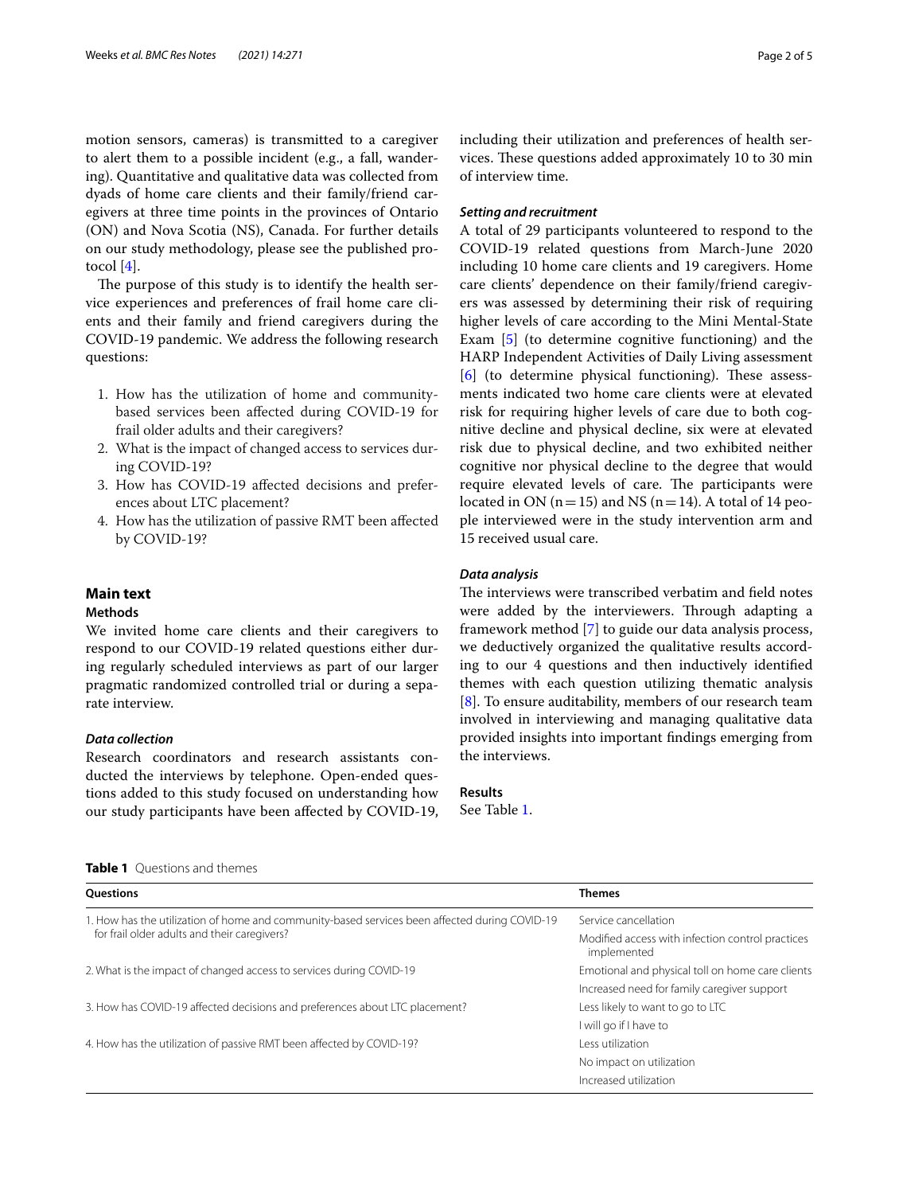motion sensors, cameras) is transmitted to a caregiver to alert them to a possible incident (e.g., a fall, wandering). Quantitative and qualitative data was collected from dyads of home care clients and their family/friend caregivers at three time points in the provinces of Ontario (ON) and Nova Scotia (NS), Canada. For further details on our study methodology, please see the published protocol [4].

The purpose of this study is to identify the health service experiences and preferences of frail home care clients and their family and friend caregivers during the COVID-19 pandemic. We address the following research questions:

1. How has the utilization of home and community-based services been affected during COVID-19 for frail older adults and their caregivers?
2. What is the impact of changed access to services during COVID-19?
3. How has COVID-19 affected decisions and preferences about LTC placement?
4. How has the utilization of passive RMT been affected by COVID-19?

## Main text

### Methods

We invited home care clients and their caregivers to respond to our COVID-19 related questions either during regularly scheduled interviews as part of our larger pragmatic randomized controlled trial or during a separate interview.

#### *Data collection*

Research coordinators and research assistants conducted the interviews by telephone. Open-ended questions added to this study focused on understanding how our study participants have been affected by COVID-19, including their utilization and preferences of health services. These questions added approximately 10 to 30 min of interview time.

#### *Setting and recruitment*

A total of 29 participants volunteered to respond to the COVID-19 related questions from March-June 2020 including 10 home care clients and 19 caregivers. Home care clients' dependence on their family/friend caregivers was assessed by determining their risk of requiring higher levels of care according to the Mini Mental-State Exam [5] (to determine cognitive functioning) and the HARP Independent Activities of Daily Living assessment [6] (to determine physical functioning). These assessments indicated two home care clients were at elevated risk for requiring higher levels of care due to both cognitive decline and physical decline, six were at elevated risk due to physical decline, and two exhibited neither cognitive nor physical decline to the degree that would require elevated levels of care. The participants were located in ON ($n=15$) and NS ($n=14$). A total of 14 people interviewed were in the study intervention arm and 15 received usual care.

#### *Data analysis*

The interviews were transcribed verbatim and field notes were added by the interviewers. Through adapting a framework method [7] to guide our data analysis process, we deductively organized the qualitative results according to our 4 questions and then inductively identified themes with each question utilizing thematic analysis [8]. To ensure auditability, members of our research team involved in interviewing and managing qualitative data provided insights into important findings emerging from the interviews.

### Results

See Table 1.

**Table 1** Questions and themes

| Questions | Themes |
|---|---|
| 1. How has the utilization of home and community-based services been affected during COVID-19 for frail older adults and their caregivers? | Service cancellation |
| | Modified access with infection control practices implemented |
| 2. What is the impact of changed access to services during COVID-19 | Emotional and physical toll on home care clients |
| | Increased need for family caregiver support |
| 3. How has COVID-19 affected decisions and preferences about LTC placement? | Less likely to want to go to LTC |
| | I will go if I have to |
| 4. How has the utilization of passive RMT been affected by COVID-19? | Less utilization |
| | No impact on utilization |
| | Increased utilization |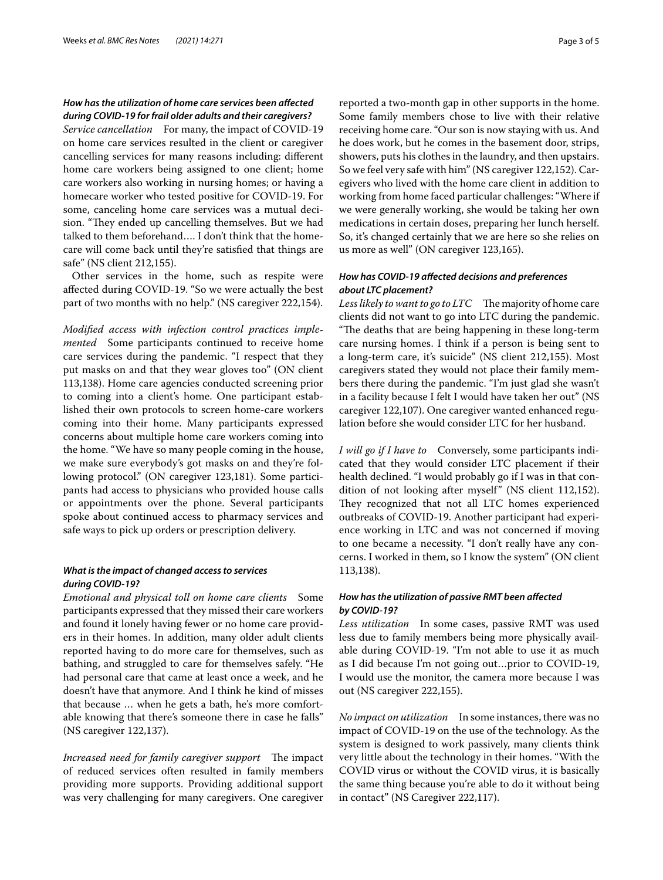### *How has the utilization of home care services been affected during COVID-19 for frail older adults and their caregivers?*

*Service cancellation* For many, the impact of COVID-19 on home care services resulted in the client or caregiver cancelling services for many reasons including: different home care workers being assigned to one client; home care workers also working in nursing homes; or having a homecare worker who tested positive for COVID-19. For some, canceling home care services was a mutual decision. "They ended up cancelling themselves. But we had talked to them beforehand…. I don't think that the homecare will come back until they're satisfied that things are safe" (NS client 212,155).

Other services in the home, such as respite were affected during COVID-19. "So we were actually the best part of two months with no help." (NS caregiver 222,154).

*Modified access with infection control practices implemented* Some participants continued to receive home care services during the pandemic. "I respect that they put masks on and that they wear gloves too" (ON client 113,138). Home care agencies conducted screening prior to coming into a client's home. One participant established their own protocols to screen home-care workers coming into their home. Many participants expressed concerns about multiple home care workers coming into the home. "We have so many people coming in the house, we make sure everybody's got masks on and they're following protocol." (ON caregiver 123,181). Some participants had access to physicians who provided house calls or appointments over the phone. Several participants spoke about continued access to pharmacy services and safe ways to pick up orders or prescription delivery.

### *What is the impact of changed access to services during COVID-19?*

*Emotional and physical toll on home care clients* Some participants expressed that they missed their care workers and found it lonely having fewer or no home care providers in their homes. In addition, many older adult clients reported having to do more care for themselves, such as bathing, and struggled to care for themselves safely. "He had personal care that came at least once a week, and he doesn't have that anymore. And I think he kind of misses that because … when he gets a bath, he's more comfortable knowing that there's someone there in case he falls" (NS caregiver 122,137).

*Increased need for family caregiver support* The impact of reduced services often resulted in family members providing more supports. Providing additional support was very challenging for many caregivers. One caregiver reported a two-month gap in other supports in the home. Some family members chose to live with their relative receiving home care. "Our son is now staying with us. And he does work, but he comes in the basement door, strips, showers, puts his clothes in the laundry, and then upstairs. So we feel very safe with him" (NS caregiver 122,152). Caregivers who lived with the home care client in addition to working from home faced particular challenges: "Where if we were generally working, she would be taking her own medications in certain doses, preparing her lunch herself. So, it's changed certainly that we are here so she relies on us more as well" (ON caregiver 123,165).

### *How has COVID-19 affected decisions and preferences about LTC placement?*

*Less likely to want to go to LTC* The majority of home care clients did not want to go into LTC during the pandemic. "The deaths that are being happening in these long-term care nursing homes. I think if a person is being sent to a long-term care, it's suicide" (NS client 212,155). Most caregivers stated they would not place their family members there during the pandemic. "I'm just glad she wasn't in a facility because I felt I would have taken her out" (NS caregiver 122,107). One caregiver wanted enhanced regulation before she would consider LTC for her husband.

*I will go if I have to* Conversely, some participants indicated that they would consider LTC placement if their health declined. "I would probably go if I was in that condition of not looking after myself" (NS client 112,152). They recognized that not all LTC homes experienced outbreaks of COVID-19. Another participant had experience working in LTC and was not concerned if moving to one became a necessity. "I don't really have any concerns. I worked in them, so I know the system" (ON client 113,138).

### *How has the utilization of passive RMT been affected by COVID-19?*

*Less utilization* In some cases, passive RMT was used less due to family members being more physically available during COVID-19. "I'm not able to use it as much as I did because I'm not going out…prior to COVID-19, I would use the monitor, the camera more because I was out (NS caregiver 222,155).

*No impact on utilization* In some instances, there was no impact of COVID-19 on the use of the technology. As the system is designed to work passively, many clients think very little about the technology in their homes. "With the COVID virus or without the COVID virus, it is basically the same thing because you're able to do it without being in contact" (NS Caregiver 222,117).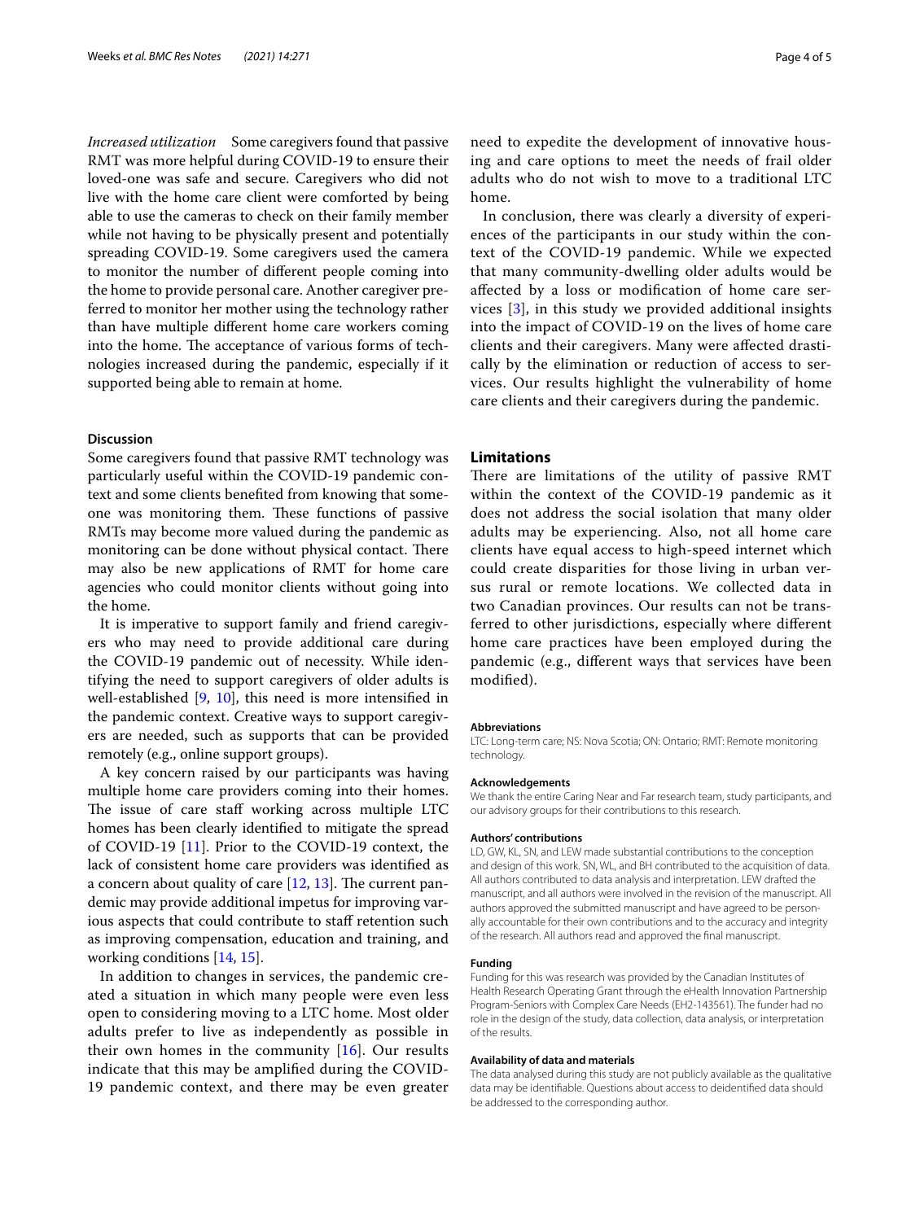*Increased utilization* Some caregivers found that passive RMT was more helpful during COVID-19 to ensure their loved-one was safe and secure. Caregivers who did not live with the home care client were comforted by being able to use the cameras to check on their family member while not having to be physically present and potentially spreading COVID-19. Some caregivers used the camera to monitor the number of different people coming into the home to provide personal care. Another caregiver preferred to monitor her mother using the technology rather than have multiple different home care workers coming into the home. The acceptance of various forms of technologies increased during the pandemic, especially if it supported being able to remain at home.

### Discussion

Some caregivers found that passive RMT technology was particularly useful within the COVID-19 pandemic context and some clients benefited from knowing that someone was monitoring them. These functions of passive RMTs may become more valued during the pandemic as monitoring can be done without physical contact. There may also be new applications of RMT for home care agencies who could monitor clients without going into the home.

It is imperative to support family and friend caregivers who may need to provide additional care during the COVID-19 pandemic out of necessity. While identifying the need to support caregivers of older adults is well-established [9, 10], this need is more intensified in the pandemic context. Creative ways to support caregivers are needed, such as supports that can be provided remotely (e.g., online support groups).

A key concern raised by our participants was having multiple home care providers coming into their homes. The issue of care staff working across multiple LTC homes has been clearly identified to mitigate the spread of COVID-19 [11]. Prior to the COVID-19 context, the lack of consistent home care providers was identified as a concern about quality of care [12, 13]. The current pandemic may provide additional impetus for improving various aspects that could contribute to staff retention such as improving compensation, education and training, and working conditions [14, 15].

In addition to changes in services, the pandemic created a situation in which many people were even less open to considering moving to a LTC home. Most older adults prefer to live as independently as possible in their own homes in the community [16]. Our results indicate that this may be amplified during the COVID-19 pandemic context, and there may be even greater need to expedite the development of innovative housing and care options to meet the needs of frail older adults who do not wish to move to a traditional LTC home.

In conclusion, there was clearly a diversity of experiences of the participants in our study within the context of the COVID-19 pandemic. While we expected that many community-dwelling older adults would be affected by a loss or modification of home care services [3], in this study we provided additional insights into the impact of COVID-19 on the lives of home care clients and their caregivers. Many were affected drastically by the elimination or reduction of access to services. Our results highlight the vulnerability of home care clients and their caregivers during the pandemic.

## Limitations

There are limitations of the utility of passive RMT within the context of the COVID-19 pandemic as it does not address the social isolation that many older adults may be experiencing. Also, not all home care clients have equal access to high-speed internet which could create disparities for those living in urban versus rural or remote locations. We collected data in two Canadian provinces. Our results can not be transferred to other jurisdictions, especially where different home care practices have been employed during the pandemic (e.g., different ways that services have been modified).

#### Abbreviations

LTC: Long-term care; NS: Nova Scotia; ON: Ontario; RMT: Remote monitoring technology.

#### Acknowledgements

We thank the entire Caring Near and Far research team, study participants, and our advisory groups for their contributions to this research.

#### Authors' contributions

LD, GW, KL, SN, and LEW made substantial contributions to the conception and design of this work. SN, WL, and BH contributed to the acquisition of data. All authors contributed to data analysis and interpretation. LEW drafted the manuscript, and all authors were involved in the revision of the manuscript. All authors approved the submitted manuscript and have agreed to be personally accountable for their own contributions and to the accuracy and integrity of the research. All authors read and approved the final manuscript.

#### Funding

Funding for this was research was provided by the Canadian Institutes of Health Research Operating Grant through the eHealth Innovation Partnership Program-Seniors with Complex Care Needs (EH2-143561). The funder had no role in the design of the study, data collection, data analysis, or interpretation of the results.

#### Availability of data and materials

The data analysed during this study are not publicly available as the qualitative data may be identifiable. Questions about access to deidentified data should be addressed to the corresponding author.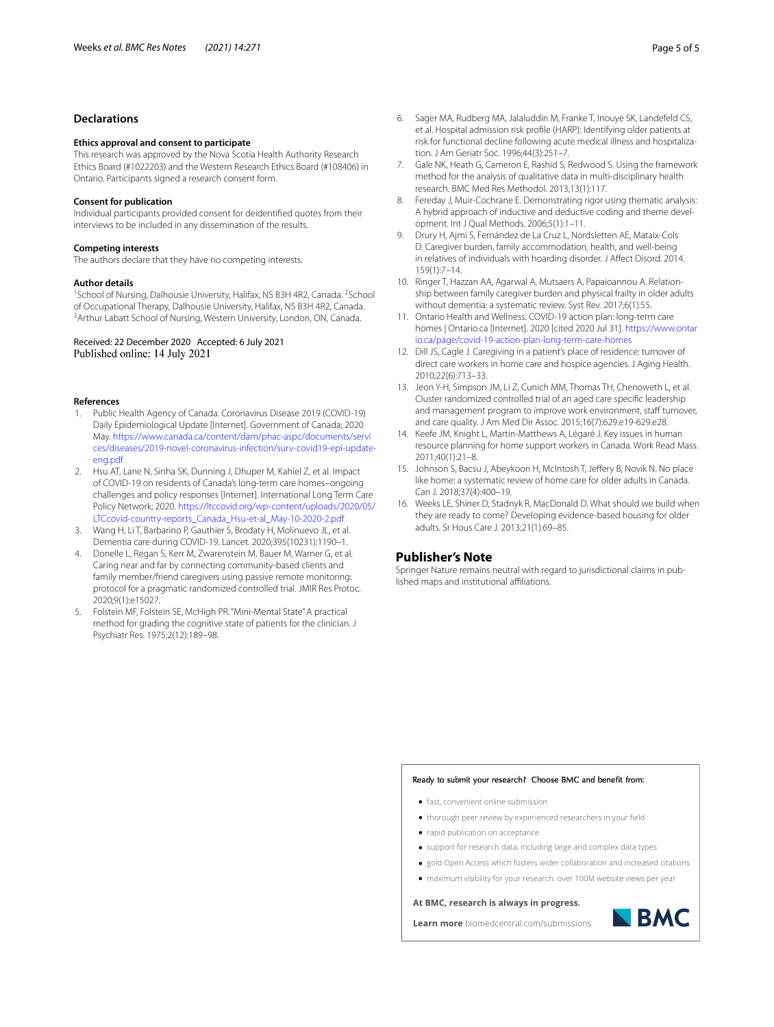## Declarations

### Ethics approval and consent to participate

This research was approved by the Nova Scotia Health Authority Research Ethics Board (#1022203) and the Western Research Ethics Board (#108406) in Ontario. Participants signed a research consent form.

### Consent for publication

Individual participants provided consent for deidentified quotes from their interviews to be included in any dissemination of the results.

### Competing interests

The authors declare that they have no competing interests.

### Author details

[1] School of Nursing, Dalhousie University, Halifax, NS B3H 4R2, Canada. [2] School of Occupational Therapy, Dalhousie University, Halifax, NS B3H 4R2, Canada. [3] Arthur Labatt School of Nursing, Western University, London, ON, Canada.

Received: 22 December 2020 Accepted: 6 July 2021
Published online: 14 July 2021

### References

1. Public Health Agency of Canada. Coronavirus Disease 2019 (COVID-19) Daily Epidemiological Update [Internet]. Government of Canada; 2020 May. https://www.canada.ca/content/dam/phac-aspc/documents/services/diseases/2019-novel-coronavirus-infection/surv-covid19-epi-update-eng.pdf
2. Hsu AT, Lane N, Sinha SK, Dunning J, Dhuper M, Kahiel Z, et al. Impact of COVID-19 on residents of Canada's long-term care homes–ongoing challenges and policy responses [Internet]. International Long Term Care Policy Network; 2020. https://ltccovid.org/wp-content/uploads/2020/05/LTCcovid-country-reports_Canada_Hsu-et-al_May-10-2020-2.pdf
3. Wang H, Li T, Barbarino P, Gauthier S, Brodaty H, Molinuevo JL, et al. Dementia care during COVID-19. Lancet. 2020;395(10231):1190–1.
4. Donelle L, Regan S, Kerr M, Zwarenstein M, Bauer M, Warner G, et al. Caring near and far by connecting community-based clients and family member/friend caregivers using passive remote monitoring: protocol for a pragmatic randomized controlled trial. JMIR Res Protoc. 2020;9(1):e15027.
5. Folstein MF, Folstein SE, McHigh PR. "Mini-Mental State" A practical method for grading the cognitive state of patients for the clinician. J Psychiatr Res. 1975;2(12):189–98.
6. Sager MA, Rudberg MA, Jalaluddin M, Franke T, Inouye SK, Landefeld CS, et al. Hospital admission risk profile (HARP): Identifying older patients at risk for functional decline following acute medical illness and hospitalization. J Am Geriatr Soc. 1996;44(3):251–7.
7. Gale NK, Heath G, Cameron E, Rashid S, Redwood S. Using the framework method for the analysis of qualitative data in multi-disciplinary health research. BMC Med Res Methodol. 2013;13(1):117.
8. Fereday J, Muir-Cochrane E. Demonstrating rigor using thematic analysis: A hybrid approach of inductive and deductive coding and theme development. Int J Qual Methods. 2006;5(1):1–11.
9. Drury H, Ajmi S, Fernández de La Cruz L, Nordsletten AE, Mataix-Cols D. Caregiver burden, family accommodation, health, and well-being in relatives of individuals with hoarding disorder. J Affect Disord. 2014. 159(1):7–14.
10. Ringer T, Hazzan AA, Agarwal A, Mutsaers A, Papaioannou A. Relationship between family caregiver burden and physical frailty in older adults without dementia: a systematic review. Syst Rev. 2017;6(1):55.
11. Ontario Health and Wellness. COVID-19 action plan: long-term care homes | Ontario.ca [Internet]. 2020 [cited 2020 Jul 31]. https://www.ontario.ca/page/covid-19-action-plan-long-term-care-homes
12. Dill JS, Cagle J. Caregiving in a patient's place of residence: turnover of direct care workers in home care and hospice agencies. J Aging Health. 2010;22(6):713–33.
13. Jeon Y-H, Simpson JM, Li Z, Cunich MM, Thomas TH, Chenoweth L, et al. Cluster randomized controlled trial of an aged care specific leadership and management program to improve work environment, staff turnover, and care quality. J Am Med Dir Assoc. 2015;16(7):629.e19-629.e28.
14. Keefe JM, Knight L, Martin-Matthews A, Légaré J. Key issues in human resource planning for home support workers in Canada. Work Read Mass. 2011;40(1):21–8.
15. Johnson S, Bacsu J, Abeykoon H, McIntosh T, Jeffery B, Novik N. No place like home: a systematic review of home care for older adults in Canada. Can J. 2018;37(4):400–19.
16. Weeks LE, Shiner D, Stadnyk R, MacDonald D. What should we build when they are ready to come? Developing evidence-based housing for older adults. Sr Hous Care J. 2013;21(1):69–85.

## Publisher's Note

Springer Nature remains neutral with regard to jurisdictional claims in published maps and institutional affiliations.

Ready to submit your research? Choose BMC and benefit from:

- fast, convenient online submission
- thorough peer review by experienced researchers in your field
- rapid publication on acceptance
- support for research data, including large and complex data types
- gold Open Access which fosters wider collaboration and increased citations
- maximum visibility for your research: over 100M website views per year

**At BMC, research is always in progress.**

**Learn more** biomedcentral.com/submissions

BMC